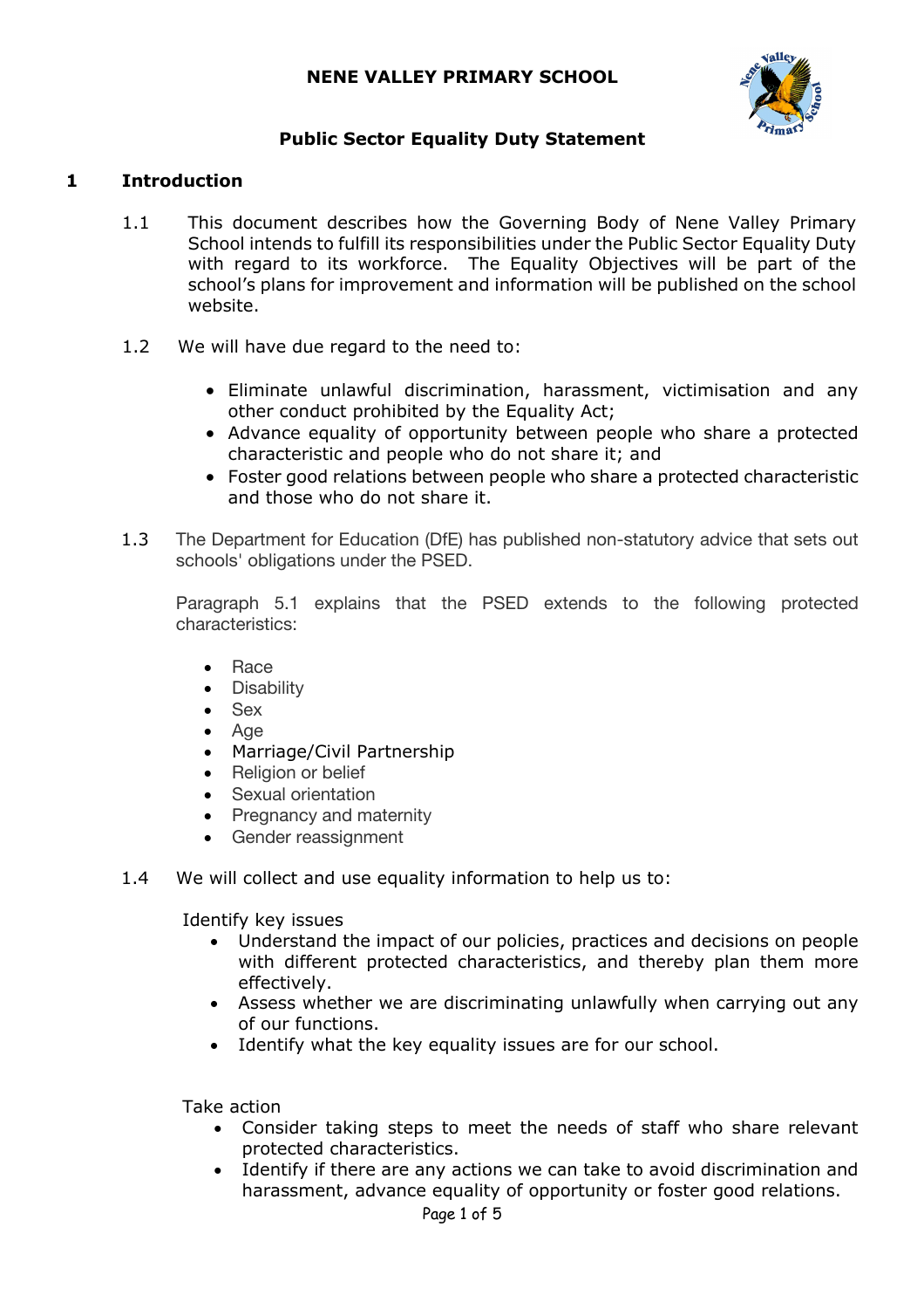# NENE VALLEY PRIMARY SCHOOL

## Public Sector Equality Duty Statement

## 1 Introduction

1.1 This document describes how the Governing Body of Nene Valley Primary School intends to fulfill its responsibilities under the Public Sector Equality Duty with regard to its workforce. The Equality Objectives will be part of the school's plans for improvement and information will be published on the school website.

1.2 We will have due regard to the need to:

- Eliminate unlawful discrimination, harassment, victimisation and any other conduct prohibited by the Equality Act;
- Advance equality of opportunity between people who share a protected characteristic and people who do not share it; and
- Foster good relations between people who share a protected characteristic and those who do not share it.

1.3 The Department for Education (DfE) has published non-statutory advice that sets out schools' obligations under the PSED.

Paragraph 5.1 explains that the PSED extends to the following protected characteristics:

- Race
- Disability
- Sex
- Age
- Marriage/Civil Partnership
- Religion or belief
- Sexual orientation
- Pregnancy and maternity
- Gender reassignment

1.4 We will collect and use equality information to help us to:

Identify key issues

- Understand the impact of our policies, practices and decisions on people with different protected characteristics, and thereby plan them more effectively.
- Assess whether we are discriminating unlawfully when carrying out any of our functions.
- Identify what the key equality issues are for our school.

Take action

- Consider taking steps to meet the needs of staff who share relevant protected characteristics.
- Identify if there are any actions we can take to avoid discrimination and harassment, advance equality of opportunity or foster good relations.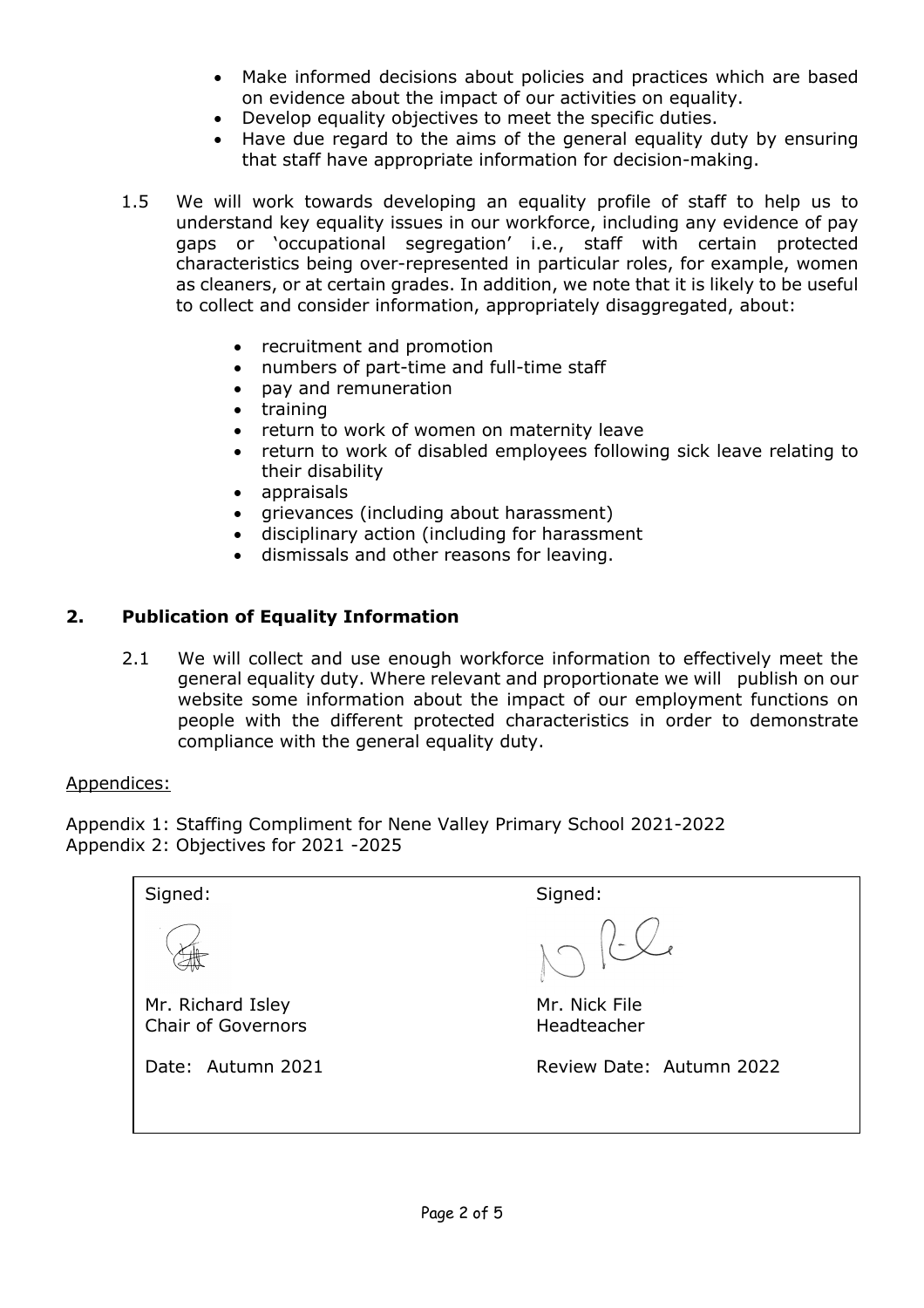- Make informed decisions about policies and practices which are based on evidence about the impact of our activities on equality.
- Develop equality objectives to meet the specific duties.
- Have due regard to the aims of the general equality duty by ensuring that staff have appropriate information for decision-making.

1.5 We will work towards developing an equality profile of staff to help us to understand key equality issues in our workforce, including any evidence of pay gaps or 'occupational segregation' i.e., staff with certain protected characteristics being over-represented in particular roles, for example, women as cleaners, or at certain grades. In addition, we note that it is likely to be useful to collect and consider information, appropriately disaggregated, about:

- recruitment and promotion
- numbers of part-time and full-time staff
- pay and remuneration
- training
- return to work of women on maternity leave
- return to work of disabled employees following sick leave relating to their disability
- appraisals
- grievances (including about harassment)
- disciplinary action (including for harassment
- dismissals and other reasons for leaving.

## 2. Publication of Equality Information

2.1 We will collect and use enough workforce information to effectively meet the general equality duty. Where relevant and proportionate we will publish on our website some information about the impact of our employment functions on people with the different protected characteristics in order to demonstrate compliance with the general equality duty.

Appendices:

Appendix 1: Staffing Compliment for Nene Valley Primary School 2021-2022
Appendix 2: Objectives for 2021 -2025

| Signed: | Signed: |
|---|---|
| Mr. Richard Isley<br>Chair of Governors | Mr. Nick File<br>Headteacher |
| Date: Autumn 2021 | Review Date: Autumn 2022 |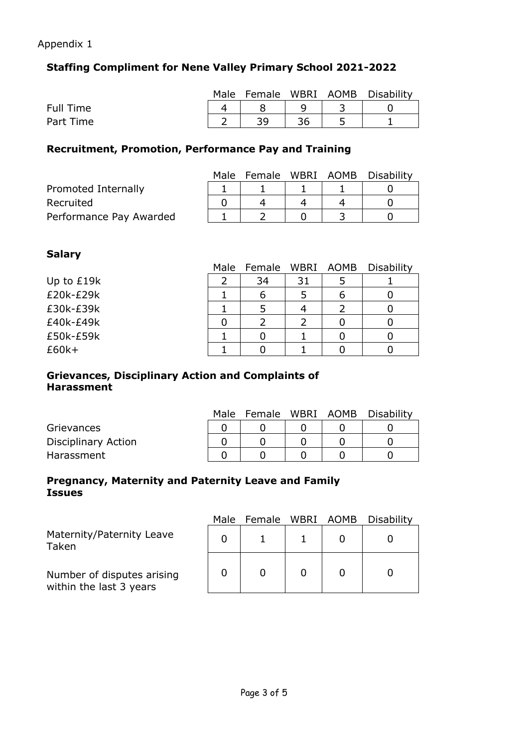Appendix 1

## Staffing Compliment for Nene Valley Primary School 2021-2022

| | Male | Female | WBRI | AOMB | Disability |
|---|---|---|---|---|---|
| Full Time | 4 | 8 | 9 | 3 | 0 |
| Part Time | 2 | 39 | 36 | 5 | 1 |

## Recruitment, Promotion, Performance Pay and Training

| | Male | Female | WBRI | AOMB | Disability |
|---|---|---|---|---|---|
| Promoted Internally | 1 | 1 | 1 | 1 | 0 |
| Recruited | 0 | 4 | 4 | 4 | 0 |
| Performance Pay Awarded | 1 | 2 | 0 | 3 | 0 |

## Salary

| | Male | Female | WBRI | AOMB | Disability |
|---|---|---|---|---|---|
| Up to £19k | 2 | 34 | 31 | 5 | 1 |
| £20k-£29k | 1 | 6 | 5 | 6 | 0 |
| £30k-£39k | 1 | 5 | 4 | 2 | 0 |
| £40k-£49k | 0 | 2 | 2 | 0 | 0 |
| £50k-£59k | 1 | 0 | 1 | 0 | 0 |
| £60k+ | 1 | 0 | 1 | 0 | 0 |

## Grievances, Disciplinary Action and Complaints of Harassment

| | Male | Female | WBRI | AOMB | Disability |
|---|---|---|---|---|---|
| Grievances | 0 | 0 | 0 | 0 | 0 |
| Disciplinary Action | 0 | 0 | 0 | 0 | 0 |
| Harassment | 0 | 0 | 0 | 0 | 0 |

## Pregnancy, Maternity and Paternity Leave and Family Issues

| | Male | Female | WBRI | AOMB | Disability |
|---|---|---|---|---|---|
| Maternity/Paternity Leave Taken | 0 | 1 | 1 | 0 | 0 |
| Number of disputes arising within the last 3 years | 0 | 0 | 0 | 0 | 0 |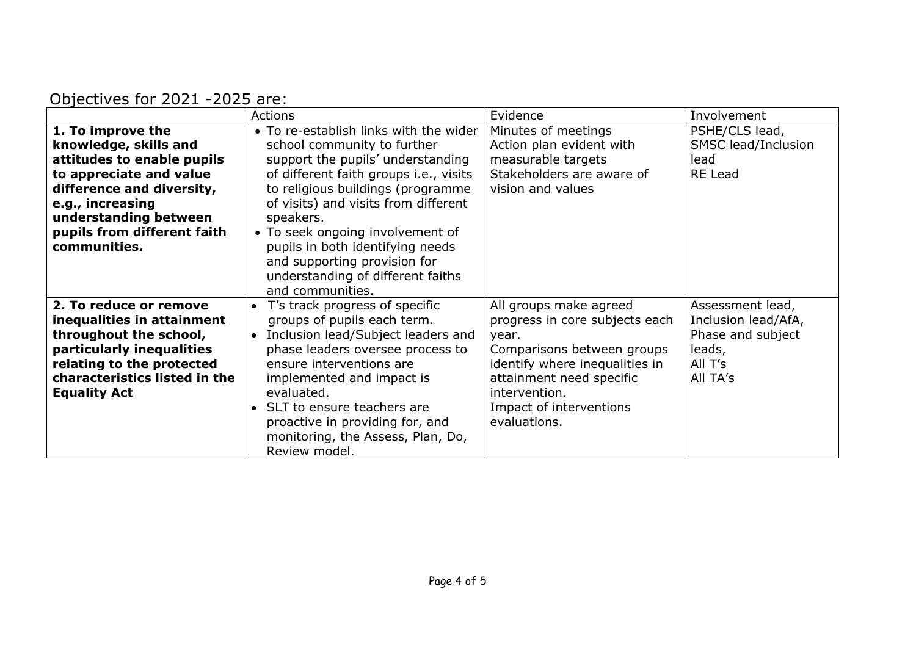Objectives for 2021 -2025 are:

| | Actions | Evidence | Involvement |
|---|---|---|---|
| **1. To improve the knowledge, skills and attitudes to enable pupils to appreciate and value difference and diversity, e.g., increasing understanding between pupils from different faith communities.** | • To re-establish links with the wider school community to further support the pupils' understanding of different faith groups i.e., visits to religious buildings (programme of visits) and visits from different speakers.<br>• To seek ongoing involvement of pupils in both identifying needs and supporting provision for understanding of different faiths and communities. | Minutes of meetings<br>Action plan evident with measurable targets<br>Stakeholders are aware of vision and values | PSHE/CLS lead,<br>SMSC lead/Inclusion lead<br>RE Lead |
| **2. To reduce or remove inequalities in attainment throughout the school, particularly inequalities relating to the protected characteristics listed in the Equality Act** | • T's track progress of specific groups of pupils each term.<br>• Inclusion lead/Subject leaders and phase leaders oversee process to ensure interventions are implemented and impact is evaluated.<br>• SLT to ensure teachers are proactive in providing for, and monitoring, the Assess, Plan, Do, Review model. | All groups make agreed progress in core subjects each year.<br>Comparisons between groups identify where inequalities in attainment need specific intervention.<br>Impact of interventions evaluations. | Assessment lead,<br>Inclusion lead/AfA,<br>Phase and subject leads,<br>All T's<br>All TA's |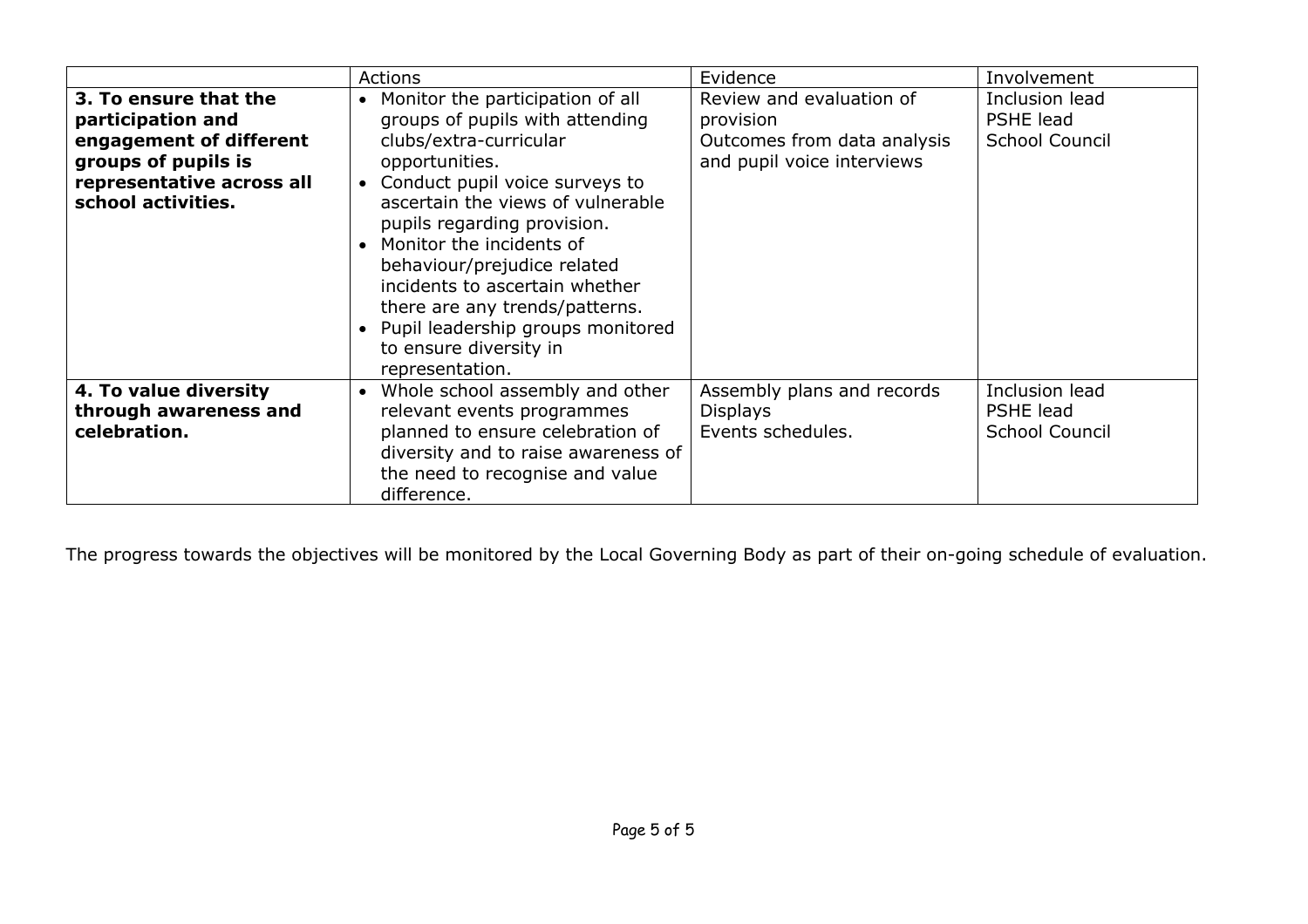| | Actions | Evidence | Involvement |
|---|---|---|---|
| **3. To ensure that the participation and engagement of different groups of pupils is representative across all school activities.** | • Monitor the participation of all groups of pupils with attending clubs/extra-curricular opportunities.<br>• Conduct pupil voice surveys to ascertain the views of vulnerable pupils regarding provision.<br>• Monitor the incidents of behaviour/prejudice related incidents to ascertain whether there are any trends/patterns.<br>• Pupil leadership groups monitored to ensure diversity in representation. | Review and evaluation of provision<br>Outcomes from data analysis and pupil voice interviews | Inclusion lead<br>PSHE lead<br>School Council |
| **4. To value diversity through awareness and celebration.** | • Whole school assembly and other relevant events programmes planned to ensure celebration of diversity and to raise awareness of the need to recognise and value difference. | Assembly plans and records<br>Displays<br>Events schedules. | Inclusion lead<br>PSHE lead<br>School Council |

The progress towards the objectives will be monitored by the Local Governing Body as part of their on-going schedule of evaluation.